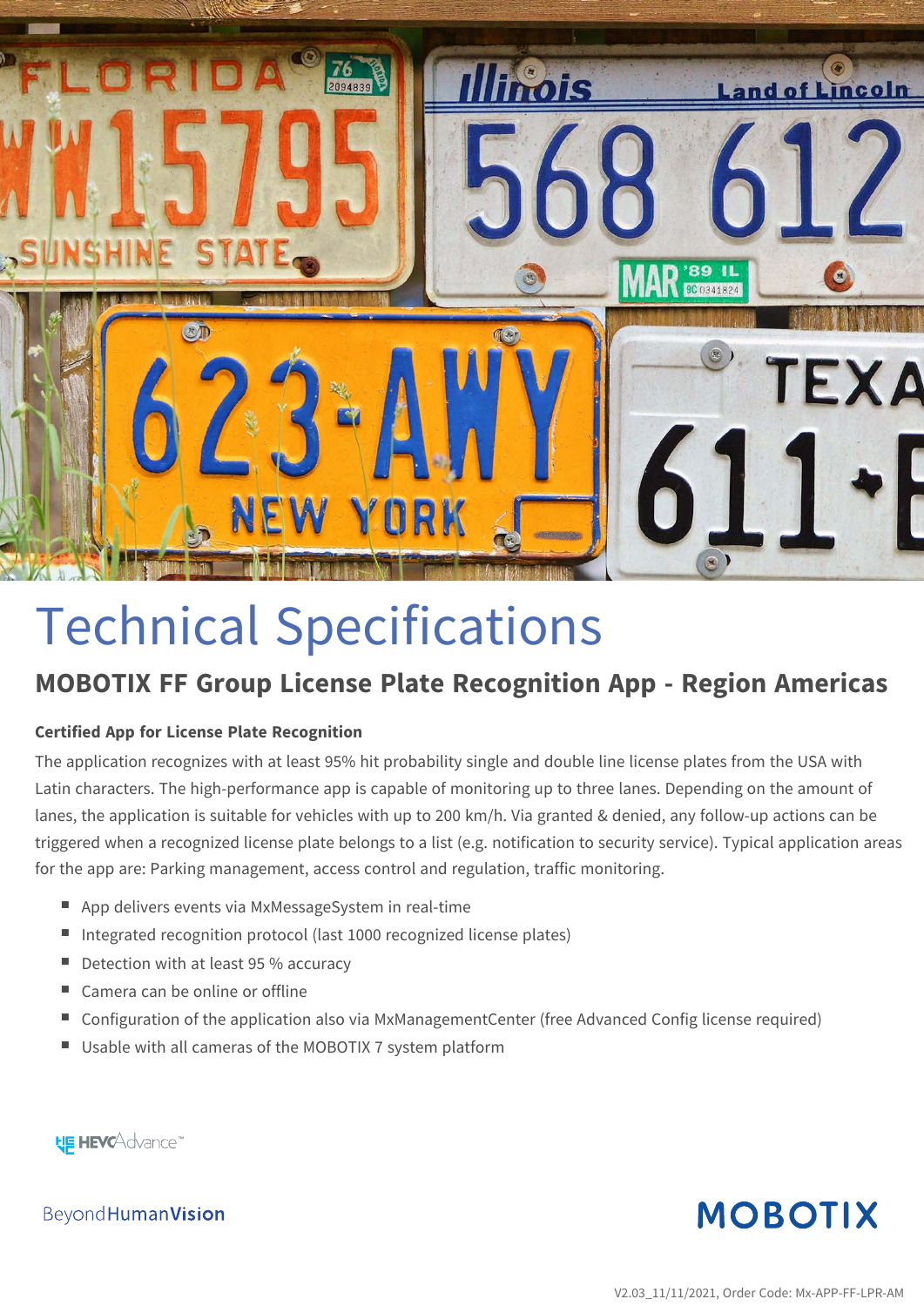# Technical Specifications

## MOBOTIX FF Group License Plate Recognition App - Region Americas

### Certified App for License Plate Recognition

The application recognizes with at least 95% hit probability single and double line license plates from the USA with Latin characters. The high-performance app is capable of monitoring up to three lanes. Depending on the amount of lanes, the application is suitable for vehicles with up to 200 km/h. Via granted & denied, any follow-up actions can be triggered when a recognized license plate belongs to a list (e.g. notification to security service). Typical application areas for the app are: Parking management, access control and regulation, traffic monitoring.

- App delivers events via MxMessageSystem in real-time
- Integrated recognition protocol (last 1000 recognized license plates)
- Detection with at least 95 % accuracy
- Camera can be online or offline
- Configuration of the application also via MxManagementCenter (free Advanced Config license required)
- Usable with all cameras of the MOBOTIX 7 system platform

HEVCAdvance™

BeyondHumanVision

MOBOTIX

V2.03_11/11/2021, Order Code: Mx-APP-FF-LPR-AM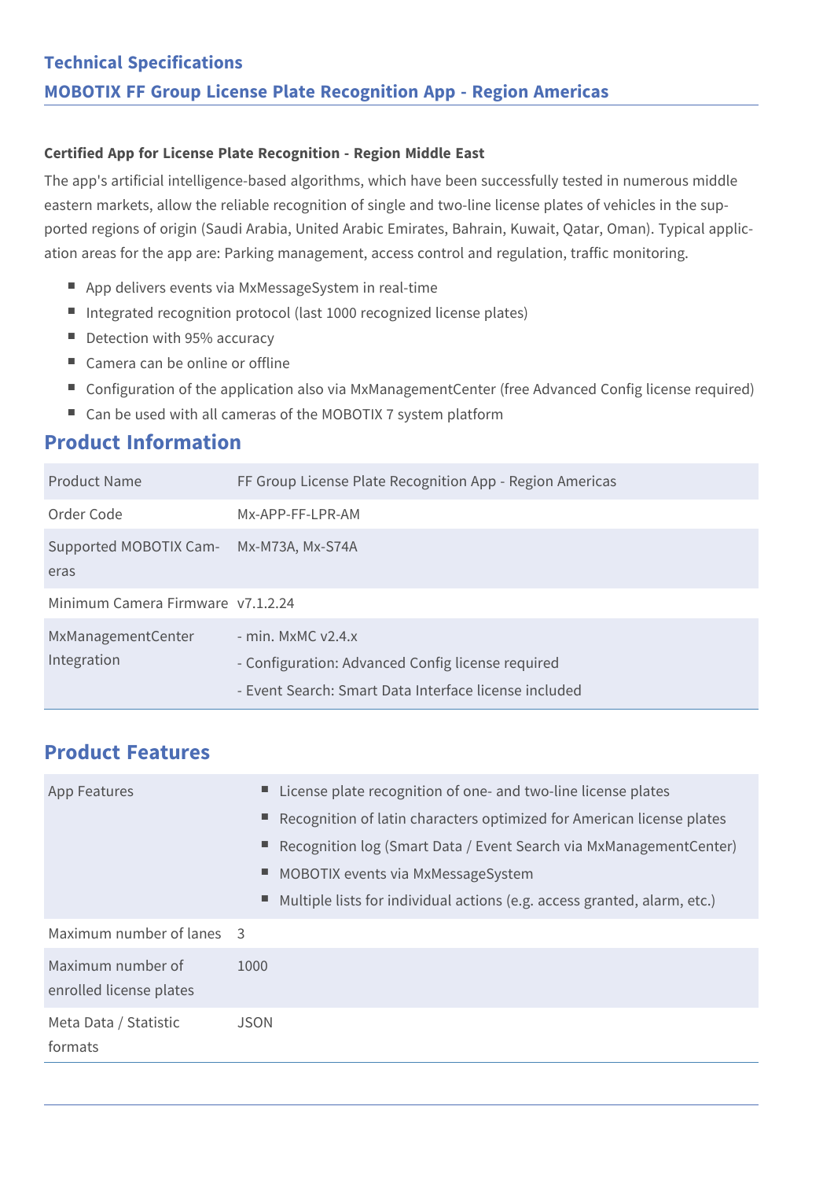## Technical Specifications

## MOBOTIX FF Group License Plate Recognition App - Region Americas

**Certified App for License Plate Recognition - Region Middle East**

The app's artificial intelligence-based algorithms, which have been successfully tested in numerous middle eastern markets, allow the reliable recognition of single and two-line license plates of vehicles in the supported regions of origin (Saudi Arabia, United Arabic Emirates, Bahrain, Kuwait, Qatar, Oman). Typical application areas for the app are: Parking management, access control and regulation, traffic monitoring.

- App delivers events via MxMessageSystem in real-time
- Integrated recognition protocol (last 1000 recognized license plates)
- Detection with 95% accuracy
- Camera can be online or offline
- Configuration of the application also via MxManagementCenter (free Advanced Config license required)
- Can be used with all cameras of the MOBOTIX 7 system platform

## Product Information

| | |
|---|---|
| Product Name | FF Group License Plate Recognition App - Region Americas |
| Order Code | Mx-APP-FF-LPR-AM |
| Supported MOBOTIX Cameras | Mx-M73A, Mx-S74A |
| Minimum Camera Firmware | v7.1.2.24 |
| MxManagementCenter Integration | - min. MxMC v2.4.x<br>- Configuration: Advanced Config license required<br>- Event Search: Smart Data Interface license included |

## Product Features

| | |
|---|---|
| App Features | - License plate recognition of one- and two-line license plates<br>- Recognition of latin characters optimized for American license plates<br>- Recognition log (Smart Data / Event Search via MxManagementCenter)<br>- MOBOTIX events via MxMessageSystem<br>- Multiple lists for individual actions (e.g. access granted, alarm, etc.) |
| Maximum number of lanes | 3 |
| Maximum number of enrolled license plates | 1000 |
| Meta Data / Statistic formats | JSON |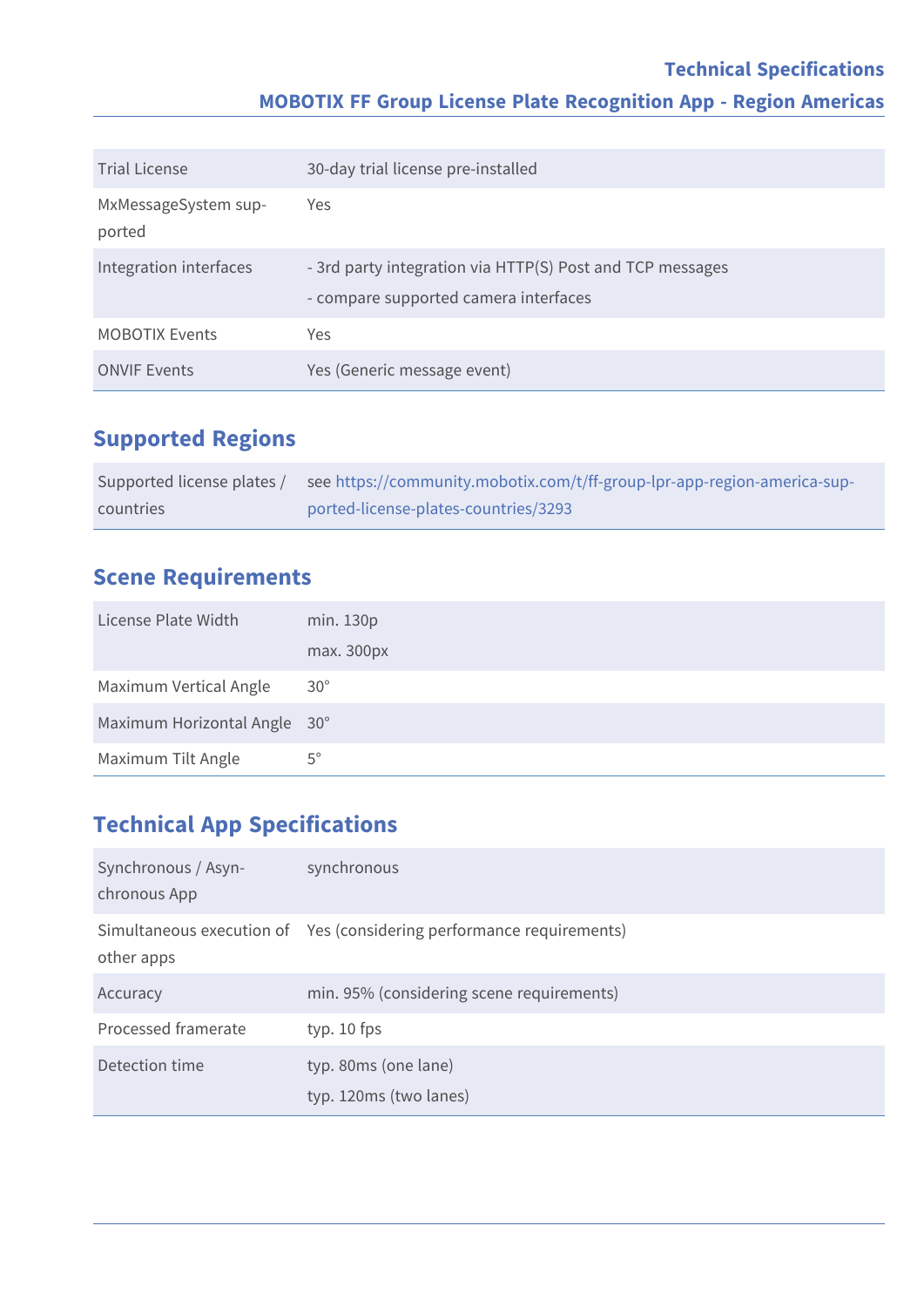| | |
|---|---|
| Trial License | 30-day trial license pre-installed |
| MxMessageSystem supported | Yes |
| Integration interfaces | - 3rd party integration via HTTP(S) Post and TCP messages<br>- compare supported camera interfaces |
| MOBOTIX Events | Yes |
| ONVIF Events | Yes (Generic message event) |

## Supported Regions

| | |
|---|---|
| Supported license plates / countries | see https://community.mobotix.com/t/ff-group-lpr-app-region-america-supported-license-plates-countries/3293 |

## Scene Requirements

| | |
|---|---|
| License Plate Width | min. 130p<br>max. 300px |
| Maximum Vertical Angle | 30° |
| Maximum Horizontal Angle | 30° |
| Maximum Tilt Angle | 5° |

## Technical App Specifications

| | |
|---|---|
| Synchronous / Asynchronous App | synchronous |
| Simultaneous execution of other apps | Yes (considering performance requirements) |
| Accuracy | min. 95% (considering scene requirements) |
| Processed framerate | typ. 10 fps |
| Detection time | typ. 80ms (one lane)<br>typ. 120ms (two lanes) |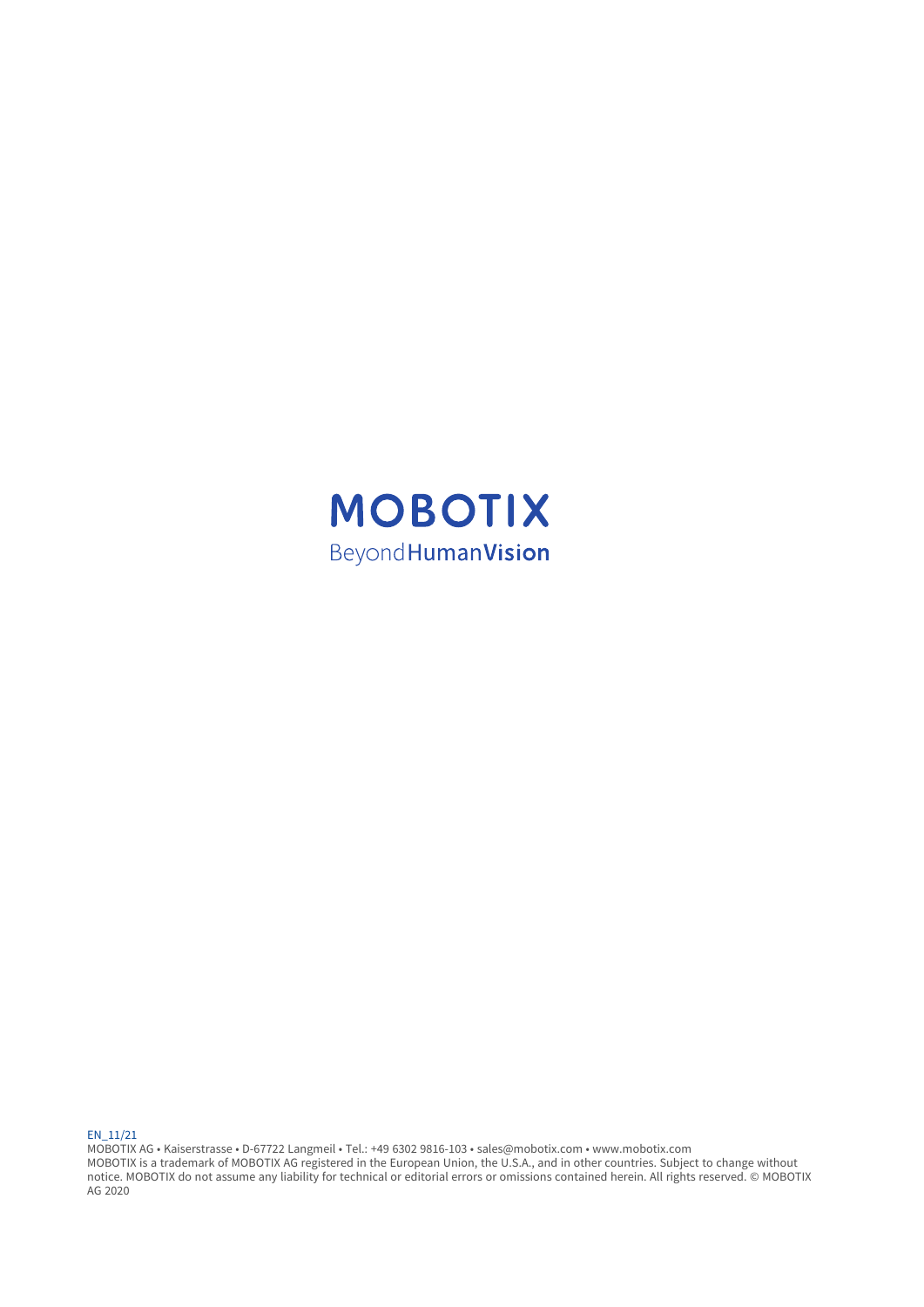**MOBOTIX**

Beyond**Human****Vision**

EN_11/21

MOBOTIX AG • Kaiserstrasse • D-67722 Langmeil • Tel.: +49 6302 9816-103 • sales@mobotix.com • www.mobotix.com

MOBOTIX is a trademark of MOBOTIX AG registered in the European Union, the U.S.A., and in other countries. Subject to change without notice. MOBOTIX do not assume any liability for technical or editorial errors or omissions contained herein. All rights reserved. © MOBOTIX AG 2020